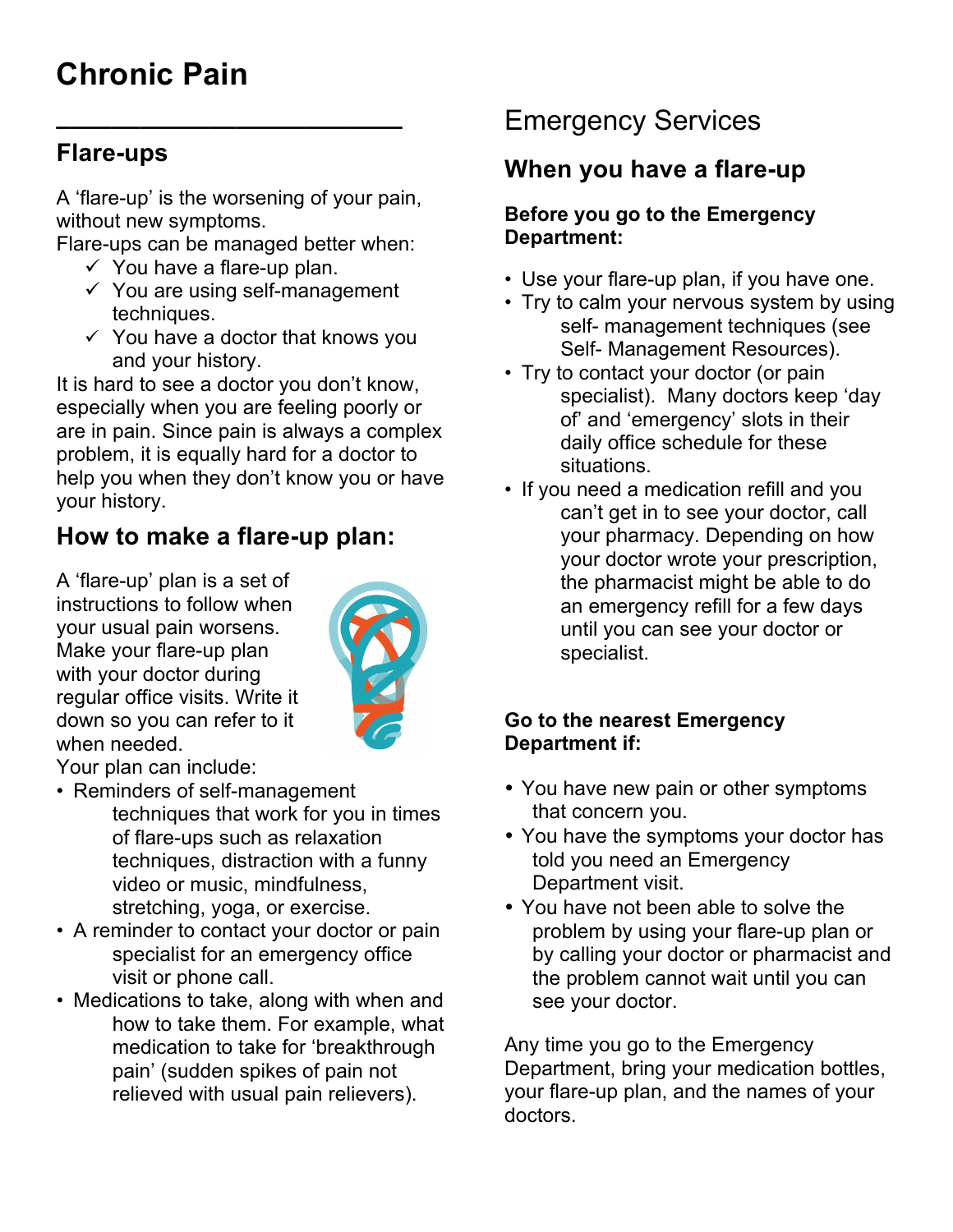# Chronic Pain

## Flare-ups

A 'flare-up' is the worsening of your pain, without new symptoms.

Flare-ups can be managed better when:

- ✓ You have a flare-up plan.
- ✓ You are using self-management techniques.
- ✓ You have a doctor that knows you and your history.

It is hard to see a doctor you don't know, especially when you are feeling poorly or are in pain. Since pain is always a complex problem, it is equally hard for a doctor to help you when they don't know you or have your history.

## How to make a flare-up plan:

A 'flare-up' plan is a set of instructions to follow when your usual pain worsens. Make your flare-up plan with your doctor during regular office visits. Write it down so you can refer to it when needed.

Your plan can include:

- Reminders of self-management techniques that work for you in times of flare-ups such as relaxation techniques, distraction with a funny video or music, mindfulness, stretching, yoga, or exercise.
- A reminder to contact your doctor or pain specialist for an emergency office visit or phone call.
- Medications to take, along with when and how to take them. For example, what medication to take for 'breakthrough pain' (sudden spikes of pain not relieved with usual pain relievers).

# Emergency Services

## When you have a flare-up

**Before you go to the Emergency Department:**

- Use your flare-up plan, if you have one.
- Try to calm your nervous system by using self- management techniques (see Self- Management Resources).
- Try to contact your doctor (or pain specialist). Many doctors keep 'day of' and 'emergency' slots in their daily office schedule for these situations.
- If you need a medication refill and you can't get in to see your doctor, call your pharmacy. Depending on how your doctor wrote your prescription, the pharmacist might be able to do an emergency refill for a few days until you can see your doctor or specialist.

**Go to the nearest Emergency Department if:**

- You have new pain or other symptoms that concern you.
- You have the symptoms your doctor has told you need an Emergency Department visit.
- You have not been able to solve the problem by using your flare-up plan or by calling your doctor or pharmacist and the problem cannot wait until you can see your doctor.

Any time you go to the Emergency Department, bring your medication bottles, your flare-up plan, and the names of your doctors.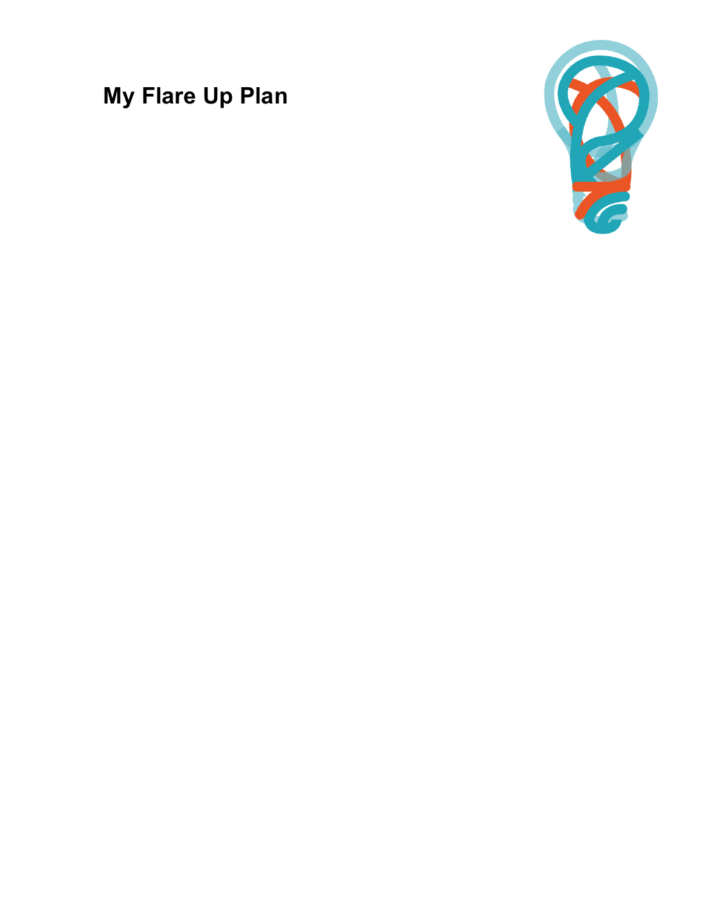# My Flare Up Plan